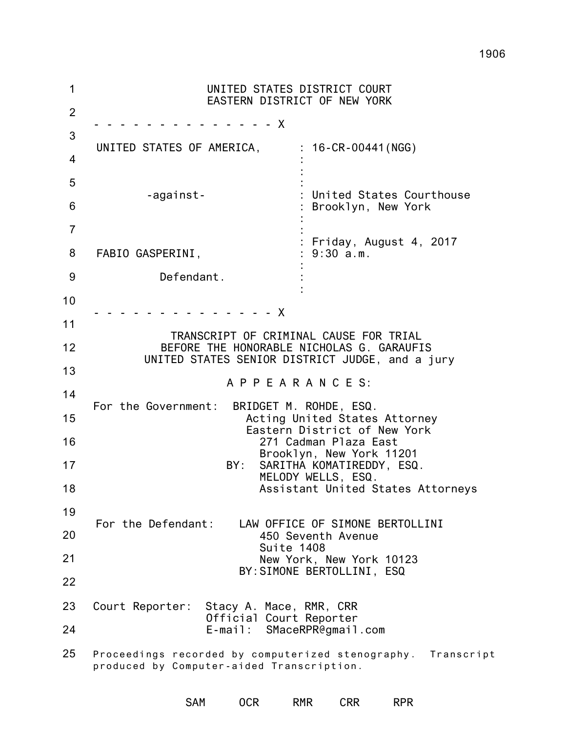UNITED STATES DISTRICT COURT
EASTERN DISTRICT OF NEW YORK

\- - - - - - - - - - - - - - - X

UNITED STATES OF AMERICA, : 16-CR-00441(NGG)

-against- : United States Courthouse
: Brooklyn, New York

: Friday, August 4, 2017
FABIO GASPERINI, : 9:30 a.m.

Defendant.

\- - - - - - - - - - - - - - - X

TRANSCRIPT OF CRIMINAL CAUSE FOR TRIAL
BEFORE THE HONORABLE NICHOLAS G. GARAUFIS
UNITED STATES SENIOR DISTRICT JUDGE, and a jury

A P P E A R A N C E S:

For the Government: BRIDGET M. ROHDE, ESQ.
Acting United States Attorney
Eastern District of New York
271 Cadman Plaza East
Brooklyn, New York 11201
BY: SARITHA KOMATIREDDY, ESQ.
MELODY WELLS, ESQ.
Assistant United States Attorneys

For the Defendant: LAW OFFICE OF SIMONE BERTOLLINI
450 Seventh Avenue
Suite 1408
New York, New York 10123
BY:SIMONE BERTOLLINI, ESQ

Court Reporter: Stacy A. Mace, RMR, CRR
Official Court Reporter
E-mail: SMaceRPR@gmail.com

Proceedings recorded by computerized stenography. Transcript produced by Computer-aided Transcription.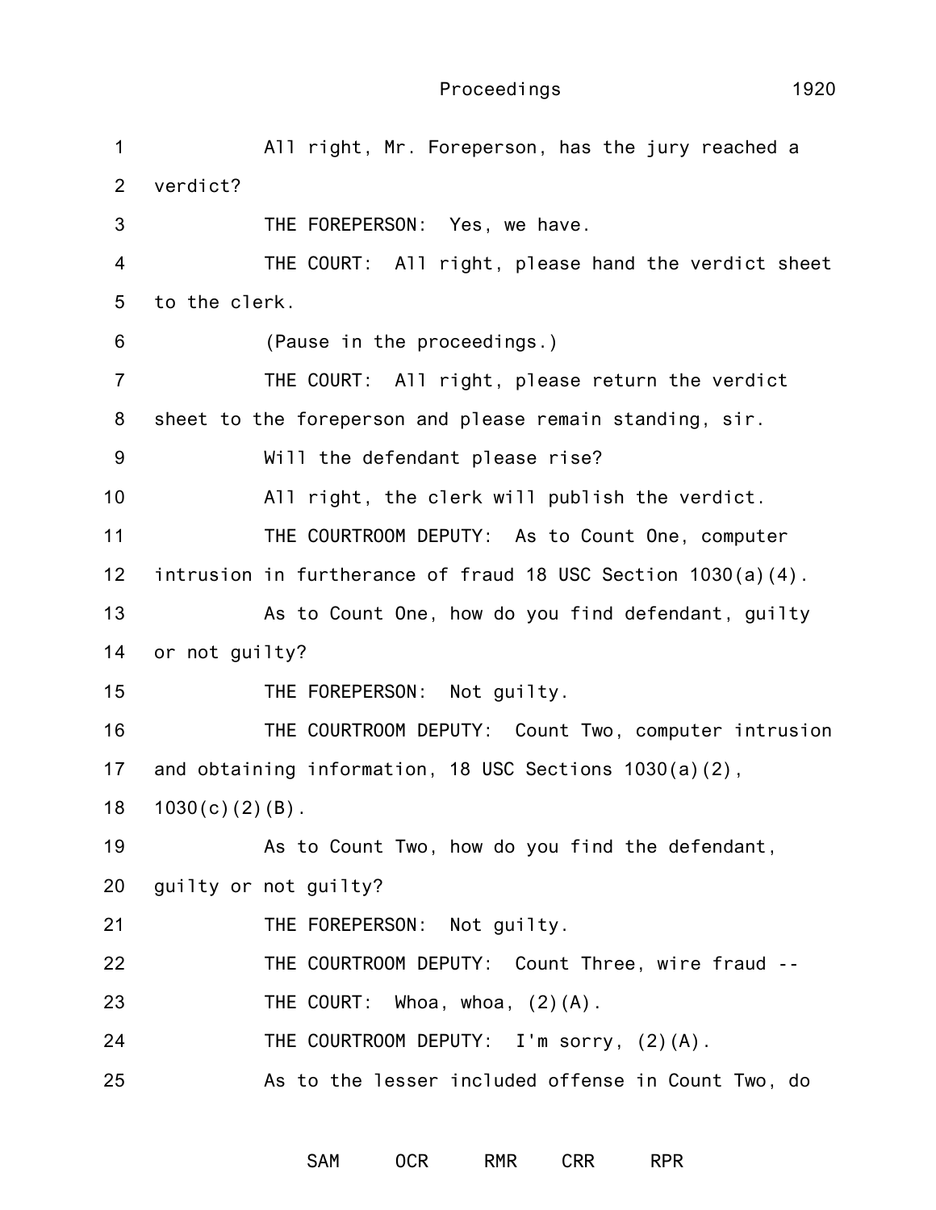All right, Mr. Foreperson, has the jury reached a verdict?

THE FOREPERSON: Yes, we have.

THE COURT: All right, please hand the verdict sheet to the clerk.

(Pause in the proceedings.)

THE COURT: All right, please return the verdict sheet to the foreperson and please remain standing, sir.

Will the defendant please rise?

All right, the clerk will publish the verdict.

THE COURTROOM DEPUTY: As to Count One, computer intrusion in furtherance of fraud 18 USC Section 1030(a)(4).

As to Count One, how do you find defendant, guilty or not guilty?

THE FOREPERSON: Not guilty.

THE COURTROOM DEPUTY: Count Two, computer intrusion and obtaining information, 18 USC Sections 1030(a)(2), 1030(c)(2)(B).

As to Count Two, how do you find the defendant, guilty or not guilty?

THE FOREPERSON: Not guilty.

THE COURTROOM DEPUTY: Count Three, wire fraud --

THE COURT: Whoa, whoa, (2)(A).

THE COURTROOM DEPUTY: I'm sorry, (2)(A).

As to the lesser included offense in Count Two, do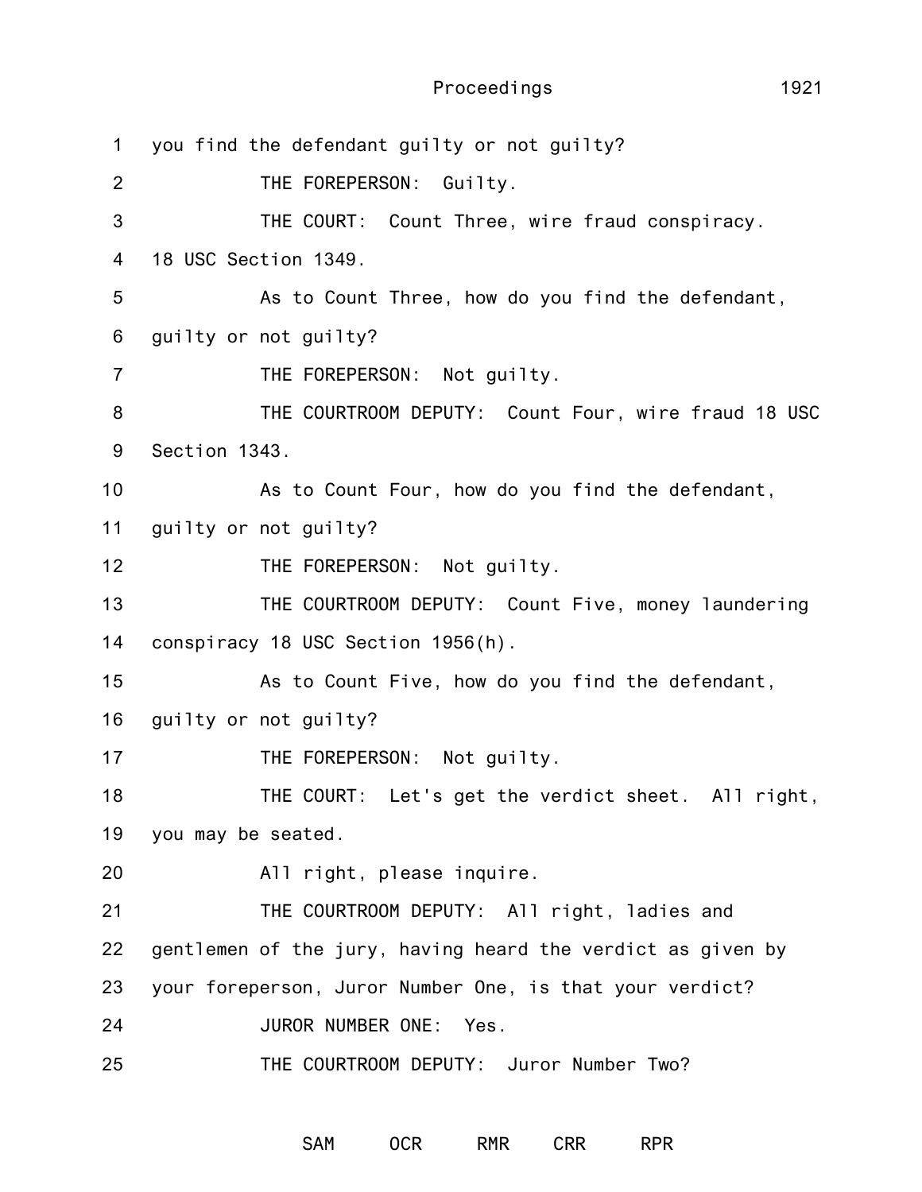1 you find the defendant guilty or not guilty?

2 THE FOREPERSON: Guilty.

3 THE COURT: Count Three, wire fraud conspiracy.

4 18 USC Section 1349.

5 As to Count Three, how do you find the defendant,

6 guilty or not guilty?

7 THE FOREPERSON: Not guilty.

8 THE COURTROOM DEPUTY: Count Four, wire fraud 18 USC

9 Section 1343.

10 As to Count Four, how do you find the defendant,

11 guilty or not guilty?

12 THE FOREPERSON: Not guilty.

13 THE COURTROOM DEPUTY: Count Five, money laundering

14 conspiracy 18 USC Section 1956(h).

15 As to Count Five, how do you find the defendant,

16 guilty or not guilty?

17 THE FOREPERSON: Not guilty.

18 THE COURT: Let's get the verdict sheet. All right,

19 you may be seated.

20 All right, please inquire.

21 THE COURTROOM DEPUTY: All right, ladies and

22 gentlemen of the jury, having heard the verdict as given by

23 your foreperson, Juror Number One, is that your verdict?

24 JUROR NUMBER ONE: Yes.

25 THE COURTROOM DEPUTY: Juror Number Two?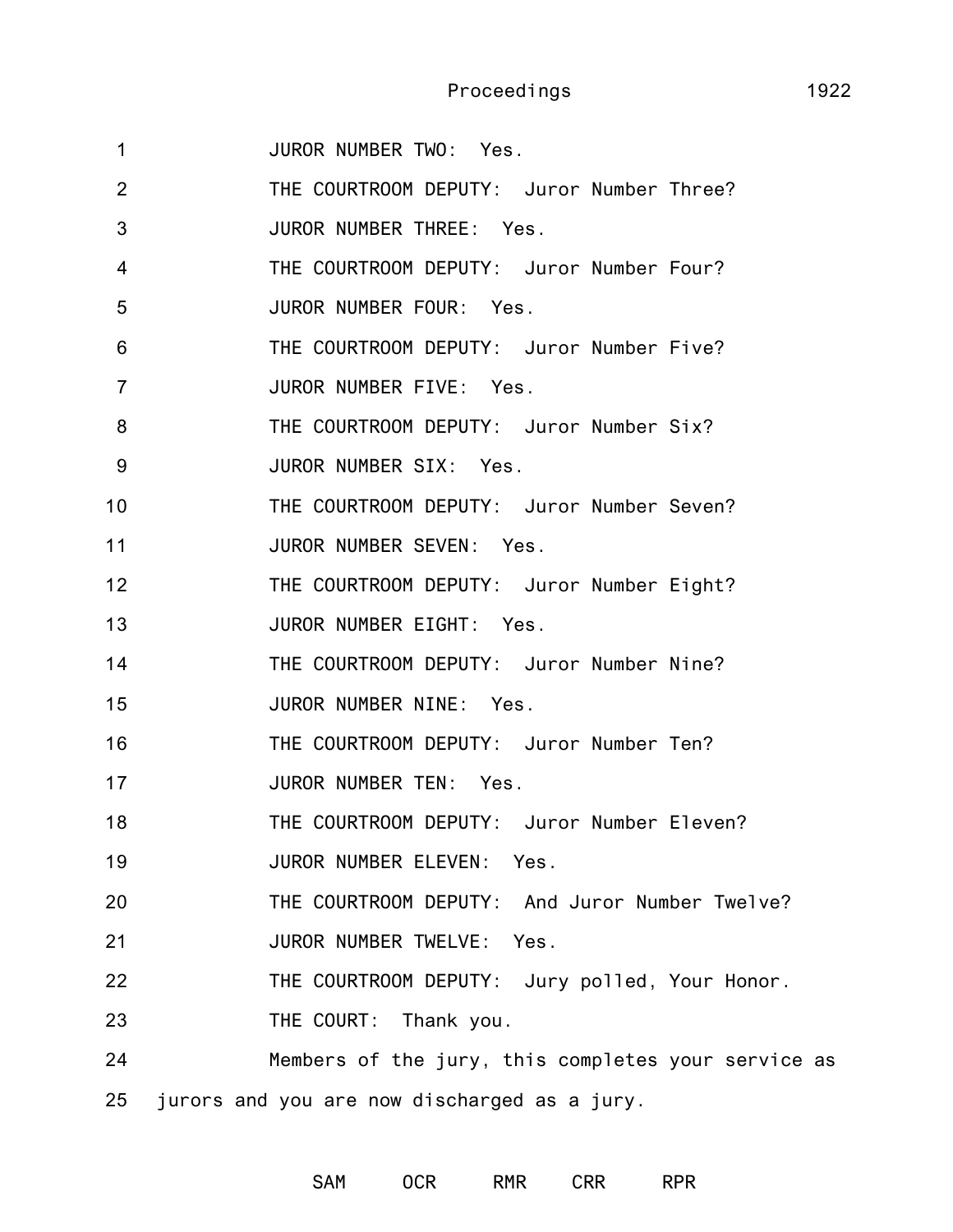JUROR NUMBER TWO: Yes.

THE COURTROOM DEPUTY: Juror Number Three?

JUROR NUMBER THREE: Yes.

THE COURTROOM DEPUTY: Juror Number Four?

JUROR NUMBER FOUR: Yes.

THE COURTROOM DEPUTY: Juror Number Five?

JUROR NUMBER FIVE: Yes.

THE COURTROOM DEPUTY: Juror Number Six?

JUROR NUMBER SIX: Yes.

THE COURTROOM DEPUTY: Juror Number Seven?

JUROR NUMBER SEVEN: Yes.

THE COURTROOM DEPUTY: Juror Number Eight?

JUROR NUMBER EIGHT: Yes.

THE COURTROOM DEPUTY: Juror Number Nine?

JUROR NUMBER NINE: Yes.

THE COURTROOM DEPUTY: Juror Number Ten?

JUROR NUMBER TEN: Yes.

THE COURTROOM DEPUTY: Juror Number Eleven?

JUROR NUMBER ELEVEN: Yes.

THE COURTROOM DEPUTY: And Juror Number Twelve?

JUROR NUMBER TWELVE: Yes.

THE COURTROOM DEPUTY: Jury polled, Your Honor.

THE COURT: Thank you.

Members of the jury, this completes your service as jurors and you are now discharged as a jury.